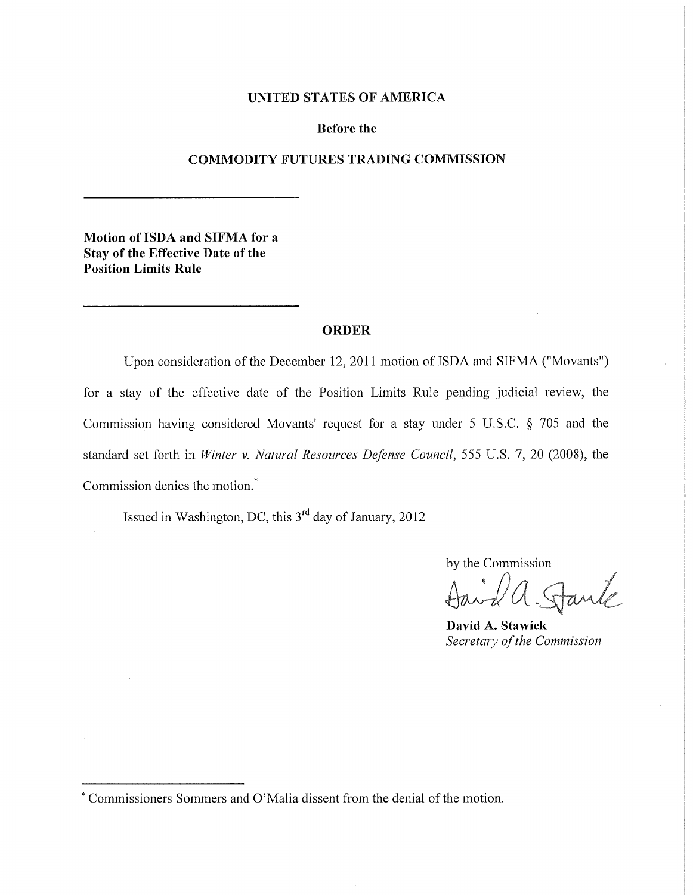**UNITED STATES OF AMERICA**

**Before the**

**COMMODITY FUTURES TRADING COMMISSION**

---

**Motion of ISDA and SIFMA for a Stay of the Effective Date of the Position Limits Rule**

---

**ORDER**

Upon consideration of the December 12, 2011 motion of ISDA and SIFMA ("Movants") for a stay of the effective date of the Position Limits Rule pending judicial review, the Commission having considered Movants' request for a stay under 5 U.S.C. § 705 and the standard set forth in *Winter v. Natural Resources Defense Council*, 555 U.S. 7, 20 (2008), the Commission denies the motion.*

Issued in Washington, DC, this 3rd day of January, 2012

by the Commission

**David A. Stawick**
*Secretary of the Commission*

---

* Commissioners Sommers and O'Malia dissent from the denial of the motion.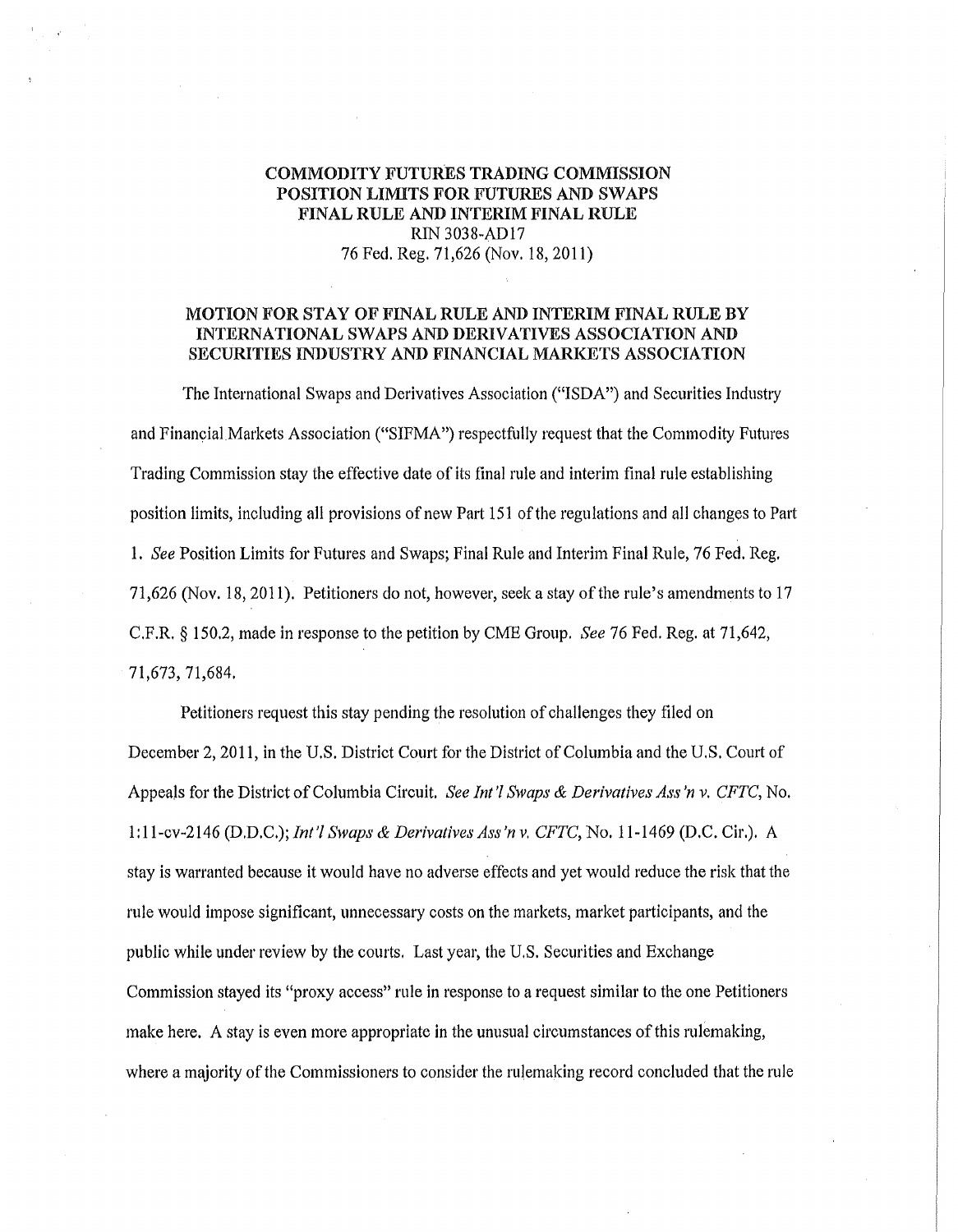**COMMODITY FUTURES TRADING COMMISSION**
**POSITION LIMITS FOR FUTURES AND SWAPS**
**FINAL RULE AND INTERIM FINAL RULE**
RIN 3038-AD17
76 Fed. Reg. 71,626 (Nov. 18, 2011)

**MOTION FOR STAY OF FINAL RULE AND INTERIM FINAL RULE BY INTERNATIONAL SWAPS AND DERIVATIVES ASSOCIATION AND SECURITIES INDUSTRY AND FINANCIAL MARKETS ASSOCIATION**

The International Swaps and Derivatives Association ("ISDA") and Securities Industry and Financial Markets Association ("SIFMA") respectfully request that the Commodity Futures Trading Commission stay the effective date of its final rule and interim final rule establishing position limits, including all provisions of new Part 151 of the regulations and all changes to Part 1. *See* Position Limits for Futures and Swaps; Final Rule and Interim Final Rule, 76 Fed. Reg. 71,626 (Nov. 18, 2011). Petitioners do not, however, seek a stay of the rule's amendments to 17 C.F.R. § 150.2, made in response to the petition by CME Group. *See* 76 Fed. Reg. at 71,642, 71,673, 71,684.

Petitioners request this stay pending the resolution of challenges they filed on December 2, 2011, in the U.S. District Court for the District of Columbia and the U.S. Court of Appeals for the District of Columbia Circuit. *See Int'l Swaps & Derivatives Ass'n v. CFTC*, No. 1:11-cv-2146 (D.D.C.); *Int'l Swaps & Derivatives Ass'n v. CFTC*, No. 11-1469 (D.C. Cir.). A stay is warranted because it would have no adverse effects and yet would reduce the risk that the rule would impose significant, unnecessary costs on the markets, market participants, and the public while under review by the courts. Last year, the U.S. Securities and Exchange Commission stayed its "proxy access" rule in response to a request similar to the one Petitioners make here. A stay is even more appropriate in the unusual circumstances of this rulemaking, where a majority of the Commissioners to consider the rulemaking record concluded that the rule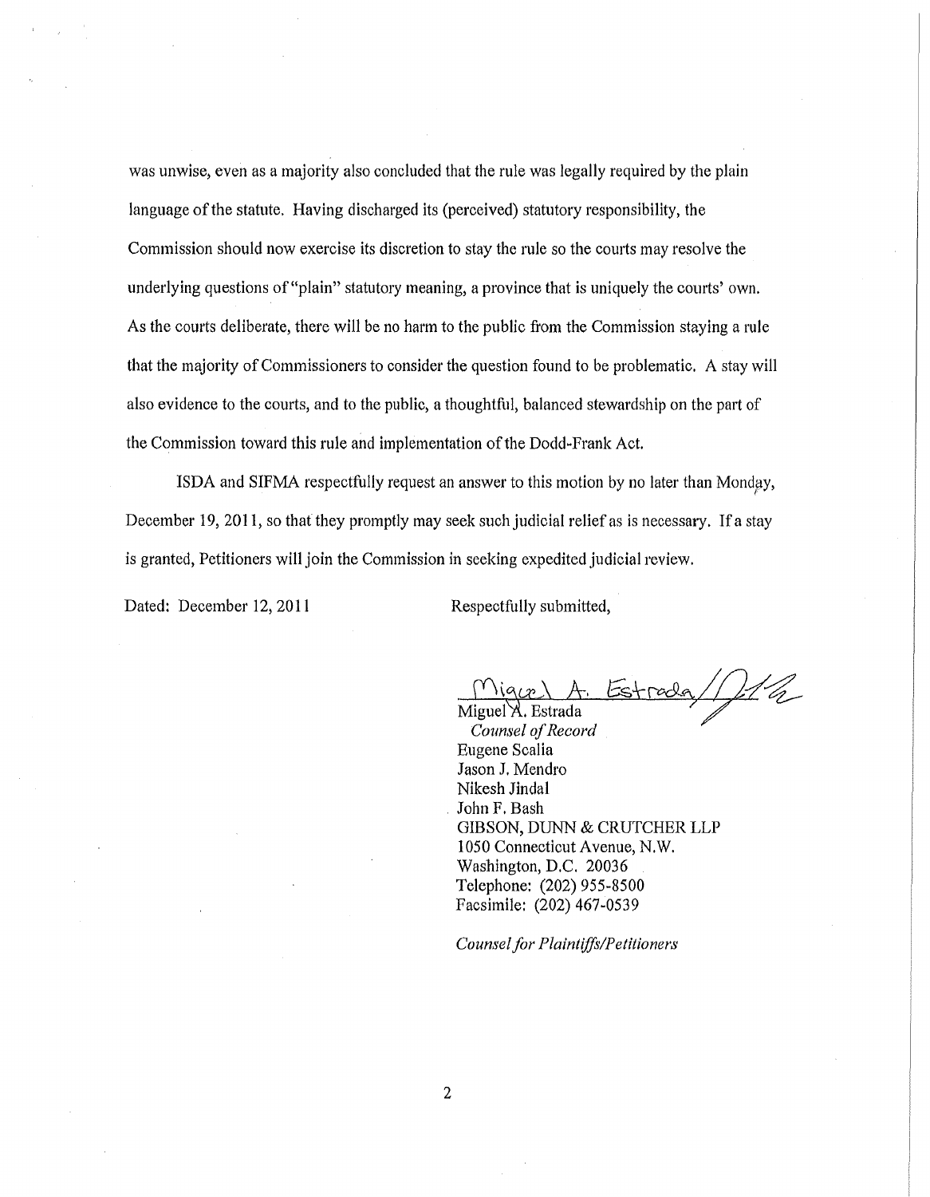was unwise, even as a majority also concluded that the rule was legally required by the plain language of the statute. Having discharged its (perceived) statutory responsibility, the Commission should now exercise its discretion to stay the rule so the courts may resolve the underlying questions of "plain" statutory meaning, a province that is uniquely the courts' own. As the courts deliberate, there will be no harm to the public from the Commission staying a rule that the majority of Commissioners to consider the question found to be problematic. A stay will also evidence to the courts, and to the public, a thoughtful, balanced stewardship on the part of the Commission toward this rule and implementation of the Dodd-Frank Act.

ISDA and SIFMA respectfully request an answer to this motion by no later than Monday, December 19, 2011, so that they promptly may seek such judicial relief as is necessary. If a stay is granted, Petitioners will join the Commission in seeking expedited judicial review.

Dated: December 12, 2011

Respectfully submitted,

Miguel A. Estrada
*Counsel of Record*
Eugene Scalia
Jason J. Mendro
Nikesh Jindal
John F. Bash
GIBSON, DUNN & CRUTCHER LLP
1050 Connecticut Avenue, N.W.
Washington, D.C. 20036
Telephone: (202) 955-8500
Facsimile: (202) 467-0539

*Counsel for Plaintiffs/Petitioners*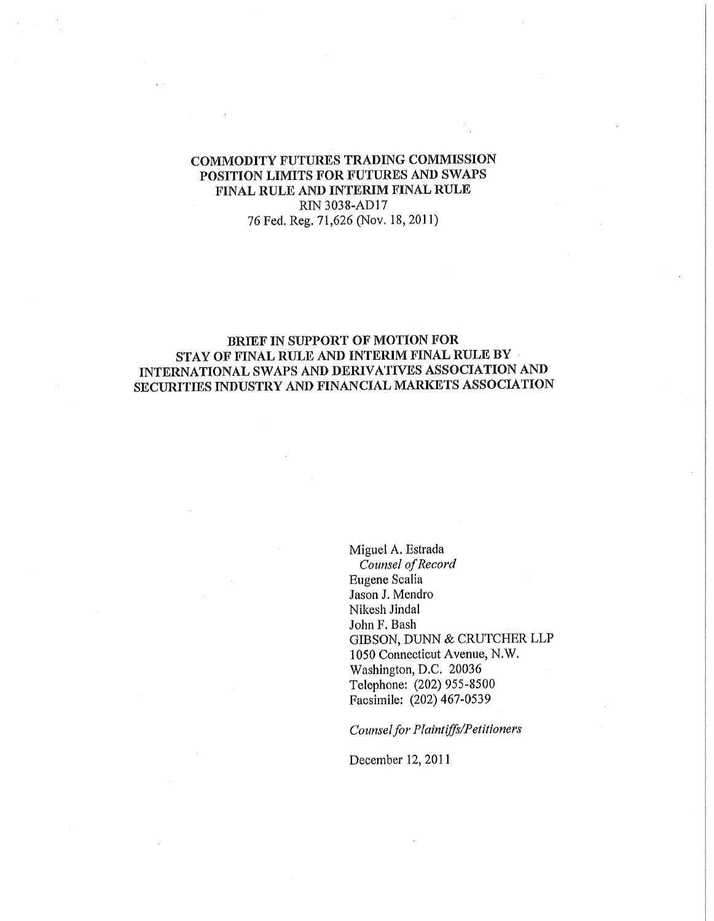COMMODITY FUTURES TRADING COMMISSION
POSITION LIMITS FOR FUTURES AND SWAPS
FINAL RULE AND INTERIM FINAL RULE
RIN 3038-AD17
76 Fed. Reg. 71,626 (Nov. 18, 2011)

# BRIEF IN SUPPORT OF MOTION FOR STAY OF FINAL RULE AND INTERIM FINAL RULE BY INTERNATIONAL SWAPS AND DERIVATIVES ASSOCIATION AND SECURITIES INDUSTRY AND FINANCIAL MARKETS ASSOCIATION

Miguel A. Estrada
*Counsel of Record*
Eugene Scalia
Jason J. Mendro
Nikesh Jindal
John F. Bash
GIBSON, DUNN & CRUTCHER LLP
1050 Connecticut Avenue, N.W.
Washington, D.C. 20036
Telephone: (202) 955-8500
Facsimile: (202) 467-0539

*Counsel for Plaintiffs/Petitioners*

December 12, 2011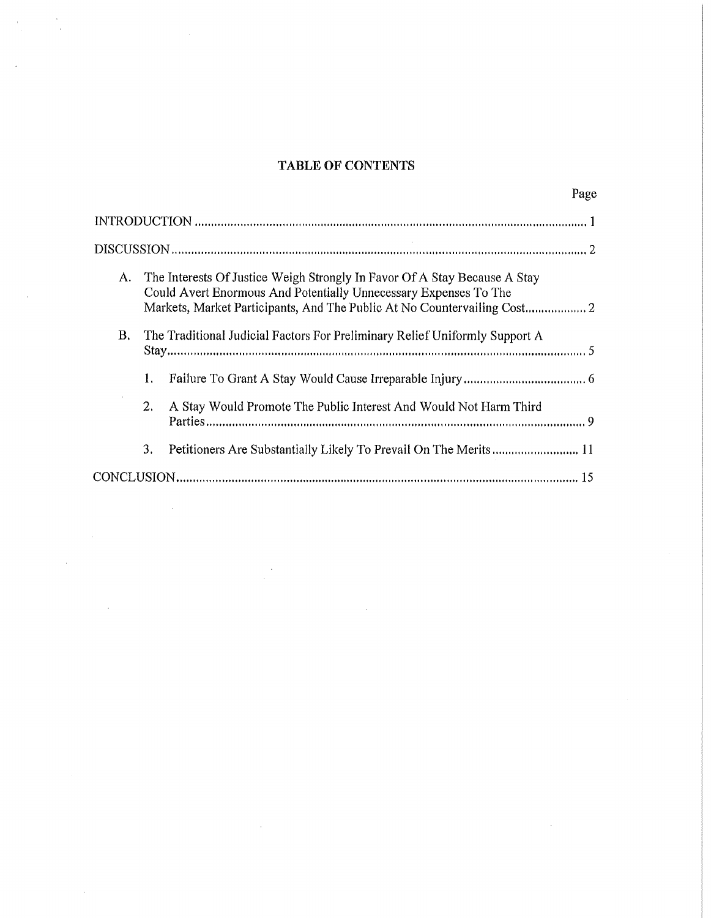## TABLE OF CONTENTS

| | Page |
|---|---|
| INTRODUCTION | 1 |
| DISCUSSION | 2 |
| A. The Interests Of Justice Weigh Strongly In Favor Of A Stay Because A Stay Could Avert Enormous And Potentially Unnecessary Expenses To The Markets, Market Participants, And The Public At No Countervailing Cost | 2 |
| B. The Traditional Judicial Factors For Preliminary Relief Uniformly Support A Stay | 5 |
| 1. Failure To Grant A Stay Would Cause Irreparable Injury | 6 |
| 2. A Stay Would Promote The Public Interest And Would Not Harm Third Parties | 9 |
| 3. Petitioners Are Substantially Likely To Prevail On The Merits | 11 |
| CONCLUSION | 15 |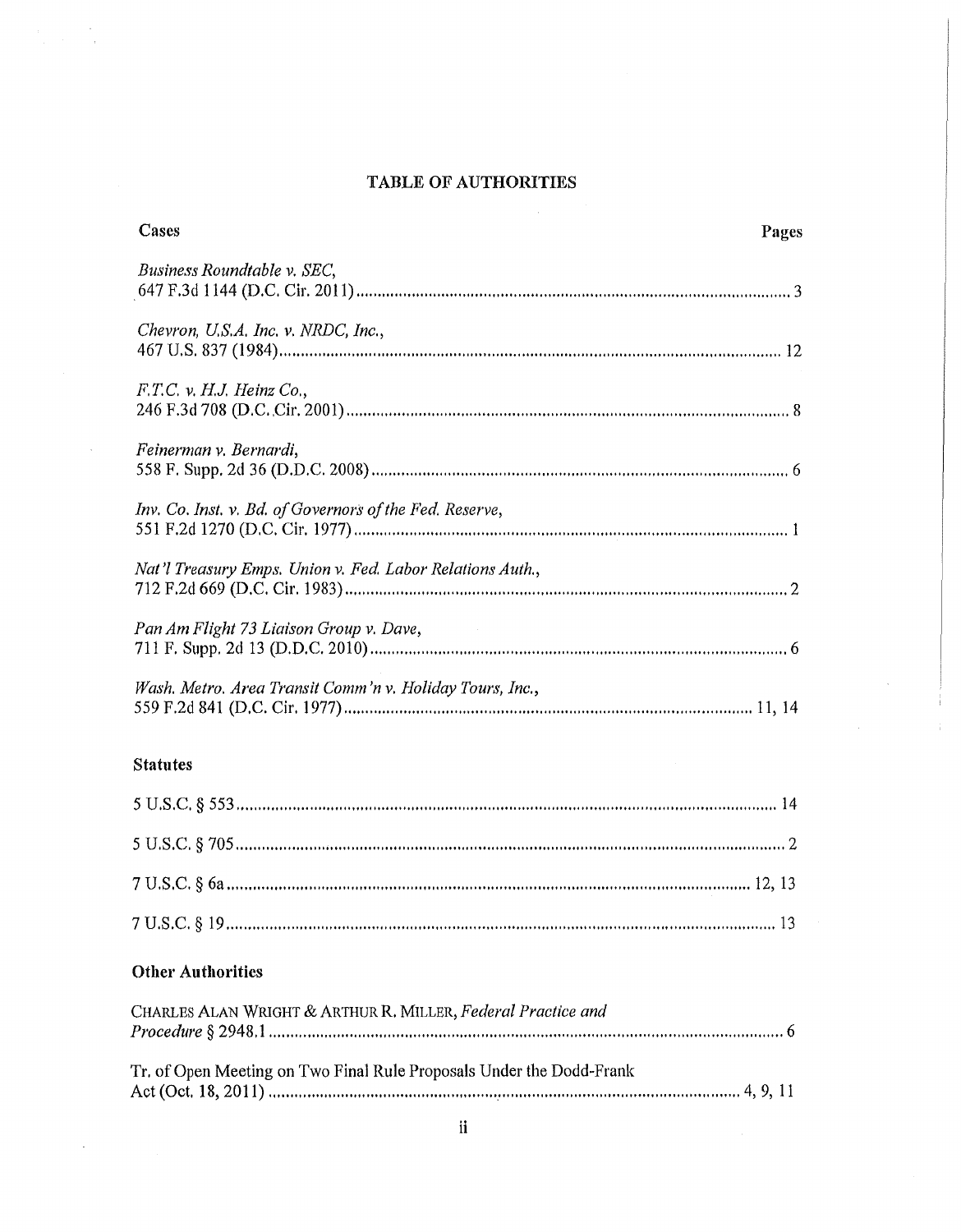## TABLE OF AUTHORITIES

**Cases** | **Pages**

*Business Roundtable v. SEC*,
647 F.3d 1144 (D.C. Cir. 2011) .......... 3

*Chevron, U.S.A. Inc. v. NRDC, Inc.*,
467 U.S. 837 (1984) .......... 12

*F.T.C. v. H.J. Heinz Co.*,
246 F.3d 708 (D.C. Cir. 2001) .......... 8

*Feinerman v. Bernardi*,
558 F. Supp. 2d 36 (D.D.C. 2008) .......... 6

*Inv. Co. Inst. v. Bd. of Governors of the Fed. Reserve*,
551 F.2d 1270 (D.C. Cir. 1977) .......... 1

*Nat'l Treasury Emps. Union v. Fed. Labor Relations Auth.*,
712 F.2d 669 (D.C. Cir. 1983) .......... 2

*Pan Am Flight 73 Liaison Group v. Dave*,
711 F. Supp. 2d 13 (D.D.C. 2010) .......... 6

*Wash. Metro. Area Transit Comm'n v. Holiday Tours, Inc.*,
559 F.2d 841 (D.C. Cir. 1977) .......... 11, 14

**Statutes**

5 U.S.C. § 553 .......... 14

5 U.S.C. § 705 .......... 2

7 U.S.C. § 6a .......... 12, 13

7 U.S.C. § 19 .......... 13

**Other Authorities**

CHARLES ALAN WRIGHT & ARTHUR R. MILLER, *Federal Practice and Procedure* § 2948.1 .......... 6

Tr. of Open Meeting on Two Final Rule Proposals Under the Dodd-Frank Act (Oct. 18, 2011) .......... 4, 9, 11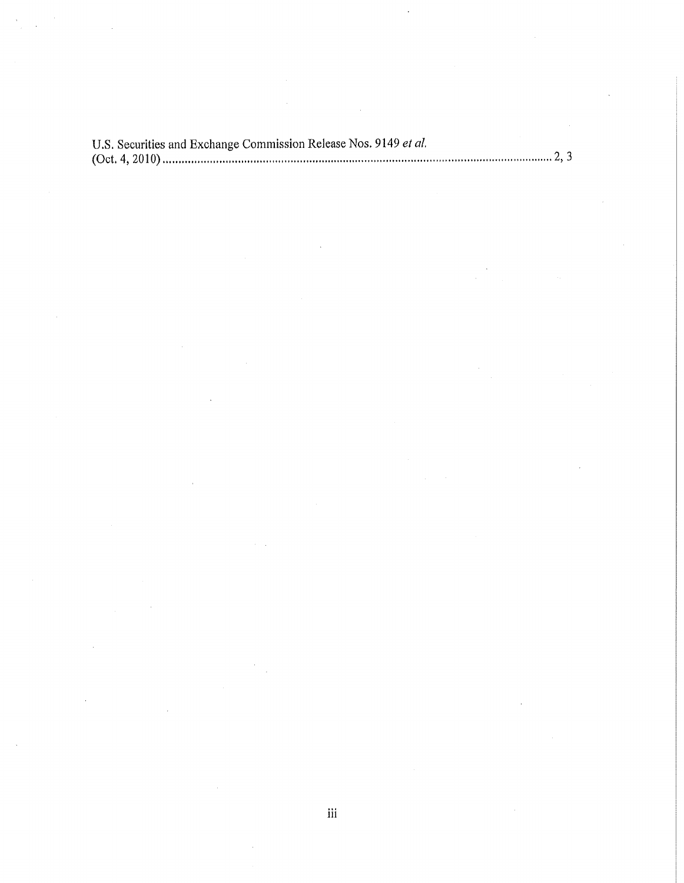U.S. Securities and Exchange Commission Release Nos. 9149 *et al.* (Oct. 4, 2010) ........................................................................................................................ 2, 3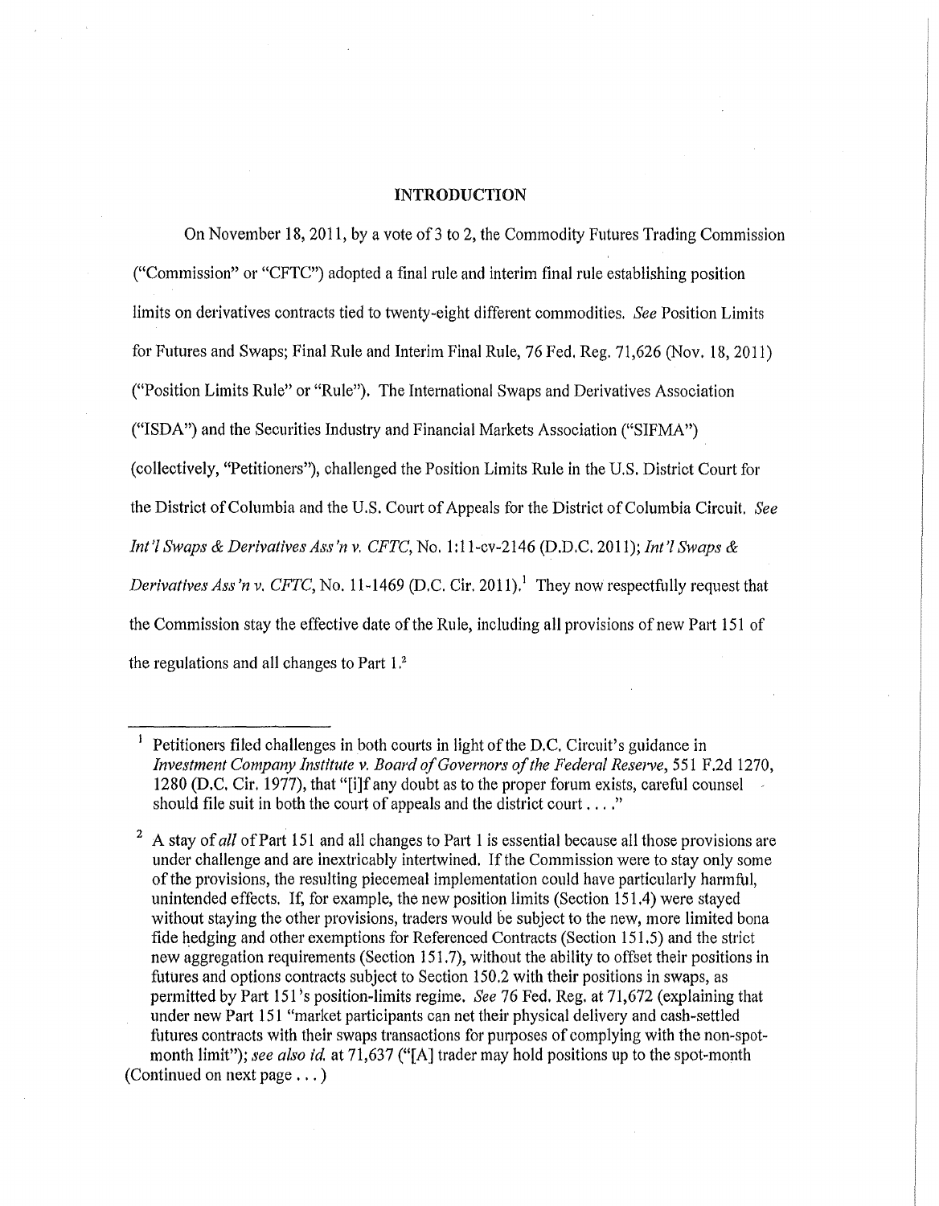## INTRODUCTION

On November 18, 2011, by a vote of 3 to 2, the Commodity Futures Trading Commission ("Commission" or "CFTC") adopted a final rule and interim final rule establishing position limits on derivatives contracts tied to twenty-eight different commodities. *See* Position Limits for Futures and Swaps; Final Rule and Interim Final Rule, 76 Fed. Reg. 71,626 (Nov. 18, 2011) ("Position Limits Rule" or "Rule"). The International Swaps and Derivatives Association ("ISDA") and the Securities Industry and Financial Markets Association ("SIFMA") (collectively, "Petitioners"), challenged the Position Limits Rule in the U.S. District Court for the District of Columbia and the U.S. Court of Appeals for the District of Columbia Circuit. *See Int'l Swaps & Derivatives Ass'n v. CFTC*, No. 1:11-cv-2146 (D.D.C. 2011); *Int'l Swaps & Derivatives Ass'n v. CFTC*, No. 11-1469 (D.C. Cir. 2011).[1] They now respectfully request that the Commission stay the effective date of the Rule, including all provisions of new Part 151 of the regulations and all changes to Part 1.[2]

---

[1] Petitioners filed challenges in both courts in light of the D.C. Circuit's guidance in *Investment Company Institute v. Board of Governors of the Federal Reserve*, 551 F.2d 1270, 1280 (D.C. Cir. 1977), that "[i]f any doubt as to the proper forum exists, careful counsel should file suit in both the court of appeals and the district court . . . ."

[2] A stay of *all* of Part 151 and all changes to Part 1 is essential because all those provisions are under challenge and are inextricably intertwined. If the Commission were to stay only some of the provisions, the resulting piecemeal implementation could have particularly harmful, unintended effects. If, for example, the new position limits (Section 151.4) were stayed without staying the other provisions, traders would be subject to the new, more limited bona fide hedging and other exemptions for Referenced Contracts (Section 151.5) and the strict new aggregation requirements (Section 151.7), without the ability to offset their positions in futures and options contracts subject to Section 150.2 with their positions in swaps, as permitted by Part 151's position-limits regime. *See* 76 Fed. Reg. at 71,672 (explaining that under new Part 151 "market participants can net their physical delivery and cash-settled futures contracts with their swaps transactions for purposes of complying with the non-spot-month limit"); *see also id.* at 71,637 ("[A] trader may hold positions up to the spot-month (Continued on next page . . . )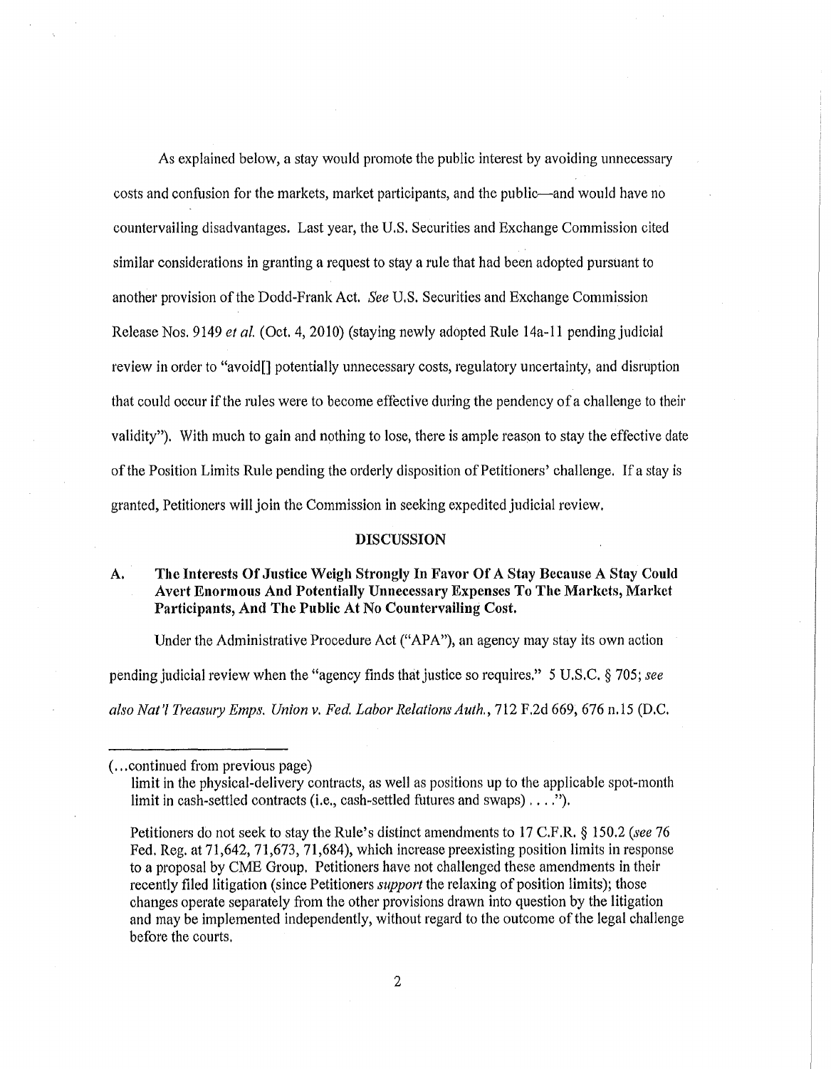As explained below, a stay would promote the public interest by avoiding unnecessary costs and confusion for the markets, market participants, and the public—and would have no countervailing disadvantages. Last year, the U.S. Securities and Exchange Commission cited similar considerations in granting a request to stay a rule that had been adopted pursuant to another provision of the Dodd-Frank Act. *See* U.S. Securities and Exchange Commission Release Nos. 9149 *et al.* (Oct. 4, 2010) (staying newly adopted Rule 14a-11 pending judicial review in order to "avoid[] potentially unnecessary costs, regulatory uncertainty, and disruption that could occur if the rules were to become effective during the pendency of a challenge to their validity"). With much to gain and nothing to lose, there is ample reason to stay the effective date of the Position Limits Rule pending the orderly disposition of Petitioners' challenge. If a stay is granted, Petitioners will join the Commission in seeking expedited judicial review.

## DISCUSSION

### A. The Interests Of Justice Weigh Strongly In Favor Of A Stay Because A Stay Could Avert Enormous And Potentially Unnecessary Expenses To The Markets, Market Participants, And The Public At No Countervailing Cost.

Under the Administrative Procedure Act ("APA"), an agency may stay its own action pending judicial review when the "agency finds that justice so requires." 5 U.S.C. § 705; *see also Nat'l Treasury Emps. Union v. Fed. Labor Relations Auth.*, 712 F.2d 669, 676 n.15 (D.C.

---

(...continued from previous page)

limit in the physical-delivery contracts, as well as positions up to the applicable spot-month limit in cash-settled contracts (i.e., cash-settled futures and swaps) . . . .").

Petitioners do not seek to stay the Rule's distinct amendments to 17 C.F.R. § 150.2 (*see* 76 Fed. Reg. at 71,642, 71,673, 71,684), which increase preexisting position limits in response to a proposal by CME Group. Petitioners have not challenged these amendments in their recently filed litigation (since Petitioners *support* the relaxing of position limits); those changes operate separately from the other provisions drawn into question by the litigation and may be implemented independently, without regard to the outcome of the legal challenge before the courts.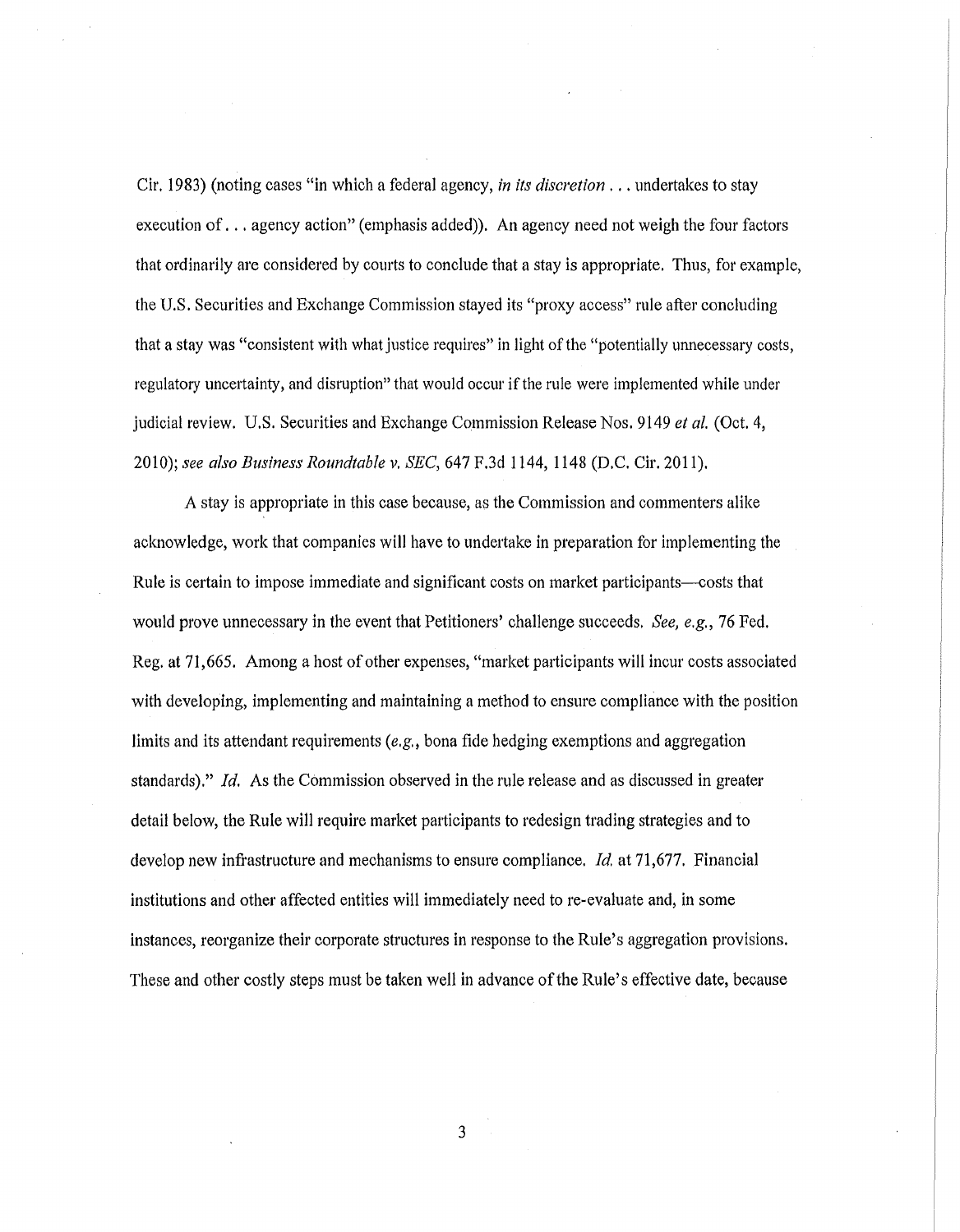Cir. 1983) (noting cases "in which a federal agency, *in its discretion* . . . undertakes to stay execution of . . . agency action" (emphasis added)). An agency need not weigh the four factors that ordinarily are considered by courts to conclude that a stay is appropriate. Thus, for example, the U.S. Securities and Exchange Commission stayed its "proxy access" rule after concluding that a stay was "consistent with what justice requires" in light of the "potentially unnecessary costs, regulatory uncertainty, and disruption" that would occur if the rule were implemented while under judicial review. U.S. Securities and Exchange Commission Release Nos. 9149 *et al.* (Oct. 4, 2010); *see also Business Roundtable v. SEC*, 647 F.3d 1144, 1148 (D.C. Cir. 2011).

A stay is appropriate in this case because, as the Commission and commenters alike acknowledge, work that companies will have to undertake in preparation for implementing the Rule is certain to impose immediate and significant costs on market participants—costs that would prove unnecessary in the event that Petitioners' challenge succeeds. *See, e.g.*, 76 Fed. Reg. at 71,665. Among a host of other expenses, "market participants will incur costs associated with developing, implementing and maintaining a method to ensure compliance with the position limits and its attendant requirements (*e.g.*, bona fide hedging exemptions and aggregation standards)." *Id.* As the Commission observed in the rule release and as discussed in greater detail below, the Rule will require market participants to redesign trading strategies and to develop new infrastructure and mechanisms to ensure compliance. *Id.* at 71,677. Financial institutions and other affected entities will immediately need to re-evaluate and, in some instances, reorganize their corporate structures in response to the Rule's aggregation provisions. These and other costly steps must be taken well in advance of the Rule's effective date, because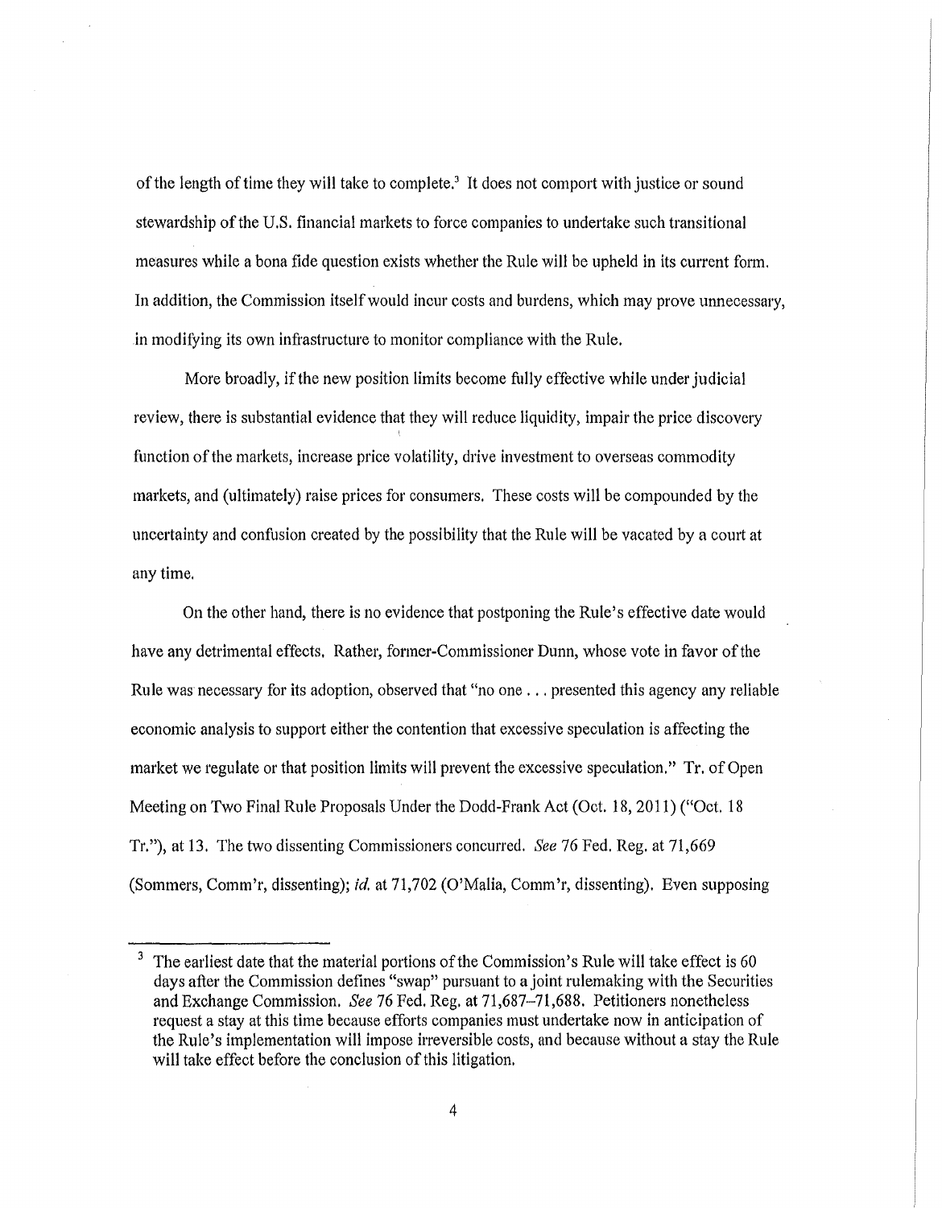of the length of time they will take to complete.[3] It does not comport with justice or sound stewardship of the U.S. financial markets to force companies to undertake such transitional measures while a bona fide question exists whether the Rule will be upheld in its current form. In addition, the Commission itself would incur costs and burdens, which may prove unnecessary, in modifying its own infrastructure to monitor compliance with the Rule.

More broadly, if the new position limits become fully effective while under judicial review, there is substantial evidence that they will reduce liquidity, impair the price discovery function of the markets, increase price volatility, drive investment to overseas commodity markets, and (ultimately) raise prices for consumers. These costs will be compounded by the uncertainty and confusion created by the possibility that the Rule will be vacated by a court at any time.

On the other hand, there is no evidence that postponing the Rule's effective date would have any detrimental effects. Rather, former-Commissioner Dunn, whose vote in favor of the Rule was necessary for its adoption, observed that "no one . . . presented this agency any reliable economic analysis to support either the contention that excessive speculation is affecting the market we regulate or that position limits will prevent the excessive speculation." Tr. of Open Meeting on Two Final Rule Proposals Under the Dodd-Frank Act (Oct. 18, 2011) ("Oct. 18 Tr."), at 13. The two dissenting Commissioners concurred. *See* 76 Fed. Reg. at 71,669 (Sommers, Comm'r, dissenting); *id.* at 71,702 (O'Malia, Comm'r, dissenting). Even supposing

[3] The earliest date that the material portions of the Commission's Rule will take effect is 60 days after the Commission defines "swap" pursuant to a joint rulemaking with the Securities and Exchange Commission. *See* 76 Fed. Reg. at 71,687–71,688. Petitioners nonetheless request a stay at this time because efforts companies must undertake now in anticipation of the Rule's implementation will impose irreversible costs, and because without a stay the Rule will take effect before the conclusion of this litigation.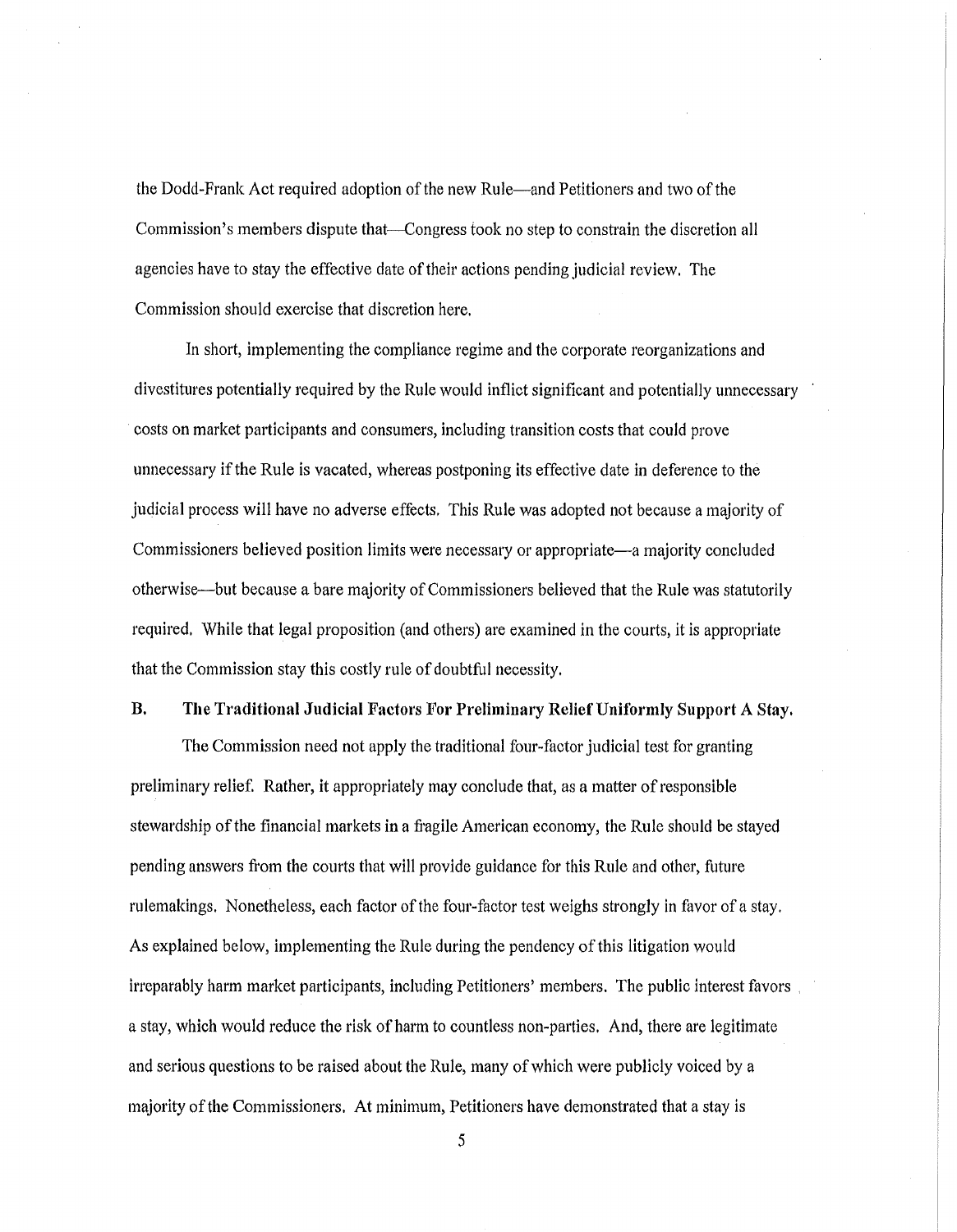the Dodd-Frank Act required adoption of the new Rule—and Petitioners and two of the Commission's members dispute that—Congress took no step to constrain the discretion all agencies have to stay the effective date of their actions pending judicial review. The Commission should exercise that discretion here.

In short, implementing the compliance regime and the corporate reorganizations and divestitures potentially required by the Rule would inflict significant and potentially unnecessary costs on market participants and consumers, including transition costs that could prove unnecessary if the Rule is vacated, whereas postponing its effective date in deference to the judicial process will have no adverse effects. This Rule was adopted not because a majority of Commissioners believed position limits were necessary or appropriate—a majority concluded otherwise—but because a bare majority of Commissioners believed that the Rule was statutorily required. While that legal proposition (and others) are examined in the courts, it is appropriate that the Commission stay this costly rule of doubtful necessity.

### B. The Traditional Judicial Factors For Preliminary Relief Uniformly Support A Stay.

The Commission need not apply the traditional four-factor judicial test for granting preliminary relief. Rather, it appropriately may conclude that, as a matter of responsible stewardship of the financial markets in a fragile American economy, the Rule should be stayed pending answers from the courts that will provide guidance for this Rule and other, future rulemakings. Nonetheless, each factor of the four-factor test weighs strongly in favor of a stay. As explained below, implementing the Rule during the pendency of this litigation would irreparably harm market participants, including Petitioners' members. The public interest favors a stay, which would reduce the risk of harm to countless non-parties. And, there are legitimate and serious questions to be raised about the Rule, many of which were publicly voiced by a majority of the Commissioners. At minimum, Petitioners have demonstrated that a stay is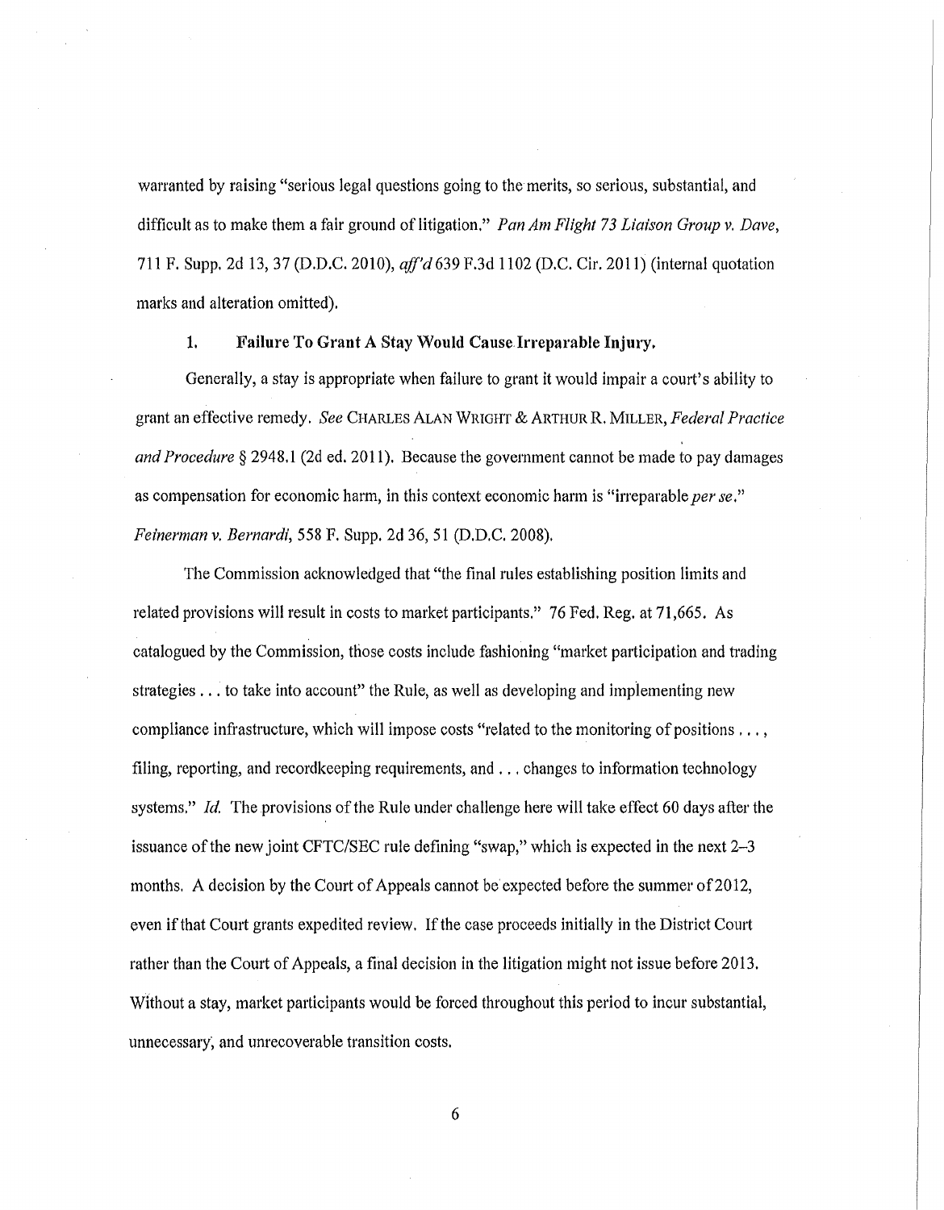warranted by raising "serious legal questions going to the merits, so serious, substantial, and difficult as to make them a fair ground of litigation." *Pan Am Flight 73 Liaison Group v. Dave*, 711 F. Supp. 2d 13, 37 (D.D.C. 2010), *aff'd* 639 F.3d 1102 (D.C. Cir. 2011) (internal quotation marks and alteration omitted).

### 1. Failure To Grant A Stay Would Cause Irreparable Injury.

Generally, a stay is appropriate when failure to grant it would impair a court's ability to grant an effective remedy. *See* CHARLES ALAN WRIGHT & ARTHUR R. MILLER, *Federal Practice and Procedure* § 2948.1 (2d ed. 2011). Because the government cannot be made to pay damages as compensation for economic harm, in this context economic harm is "irreparable *per se*." *Feinerman v. Bernardi*, 558 F. Supp. 2d 36, 51 (D.D.C. 2008).

The Commission acknowledged that "the final rules establishing position limits and related provisions will result in costs to market participants." 76 Fed. Reg. at 71,665. As catalogued by the Commission, those costs include fashioning "market participation and trading strategies . . . to take into account" the Rule, as well as developing and implementing new compliance infrastructure, which will impose costs "related to the monitoring of positions . . . , filing, reporting, and recordkeeping requirements, and . . . changes to information technology systems." *Id.* The provisions of the Rule under challenge here will take effect 60 days after the issuance of the new joint CFTC/SEC rule defining "swap," which is expected in the next 2–3 months. A decision by the Court of Appeals cannot be expected before the summer of 2012, even if that Court grants expedited review. If the case proceeds initially in the District Court rather than the Court of Appeals, a final decision in the litigation might not issue before 2013. Without a stay, market participants would be forced throughout this period to incur substantial, unnecessary, and unrecoverable transition costs.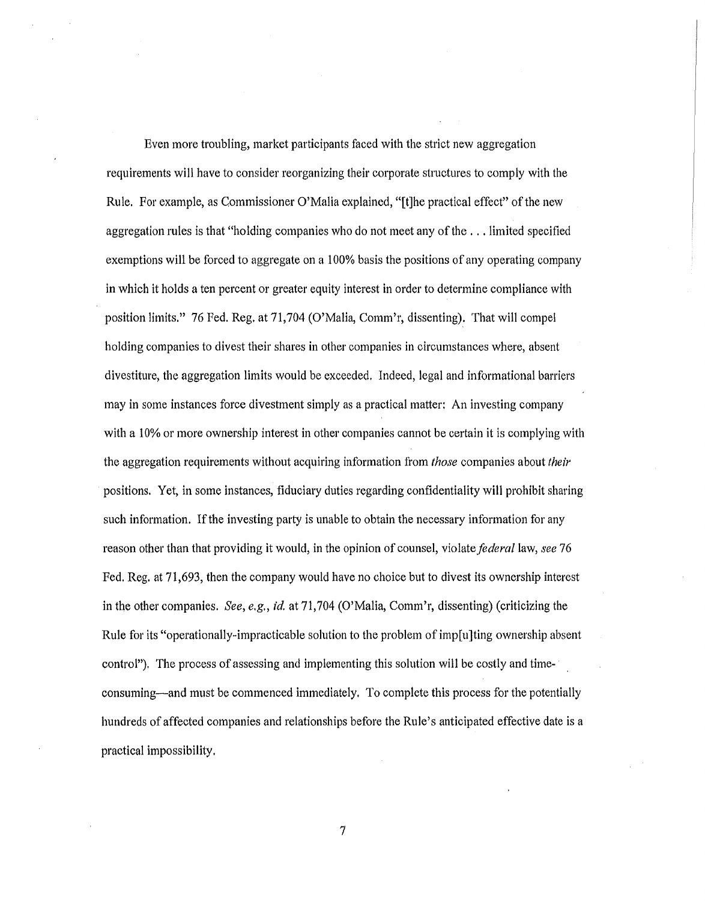Even more troubling, market participants faced with the strict new aggregation requirements will have to consider reorganizing their corporate structures to comply with the Rule. For example, as Commissioner O'Malia explained, "[t]he practical effect" of the new aggregation rules is that "holding companies who do not meet any of the . . . limited specified exemptions will be forced to aggregate on a 100% basis the positions of any operating company in which it holds a ten percent or greater equity interest in order to determine compliance with position limits." 76 Fed. Reg. at 71,704 (O'Malia, Comm'r, dissenting). That will compel holding companies to divest their shares in other companies in circumstances where, absent divestiture, the aggregation limits would be exceeded. Indeed, legal and informational barriers may in some instances force divestment simply as a practical matter: An investing company with a 10% or more ownership interest in other companies cannot be certain it is complying with the aggregation requirements without acquiring information from *those* companies about *their* positions. Yet, in some instances, fiduciary duties regarding confidentiality will prohibit sharing such information. If the investing party is unable to obtain the necessary information for any reason other than that providing it would, in the opinion of counsel, violate *federal* law, *see* 76 Fed. Reg. at 71,693, then the company would have no choice but to divest its ownership interest in the other companies. *See, e.g., id.* at 71,704 (O'Malia, Comm'r, dissenting) (criticizing the Rule for its "operationally-impracticable solution to the problem of imp[u]ting ownership absent control"). The process of assessing and implementing this solution will be costly and time-consuming—and must be commenced immediately. To complete this process for the potentially hundreds of affected companies and relationships before the Rule's anticipated effective date is a practical impossibility.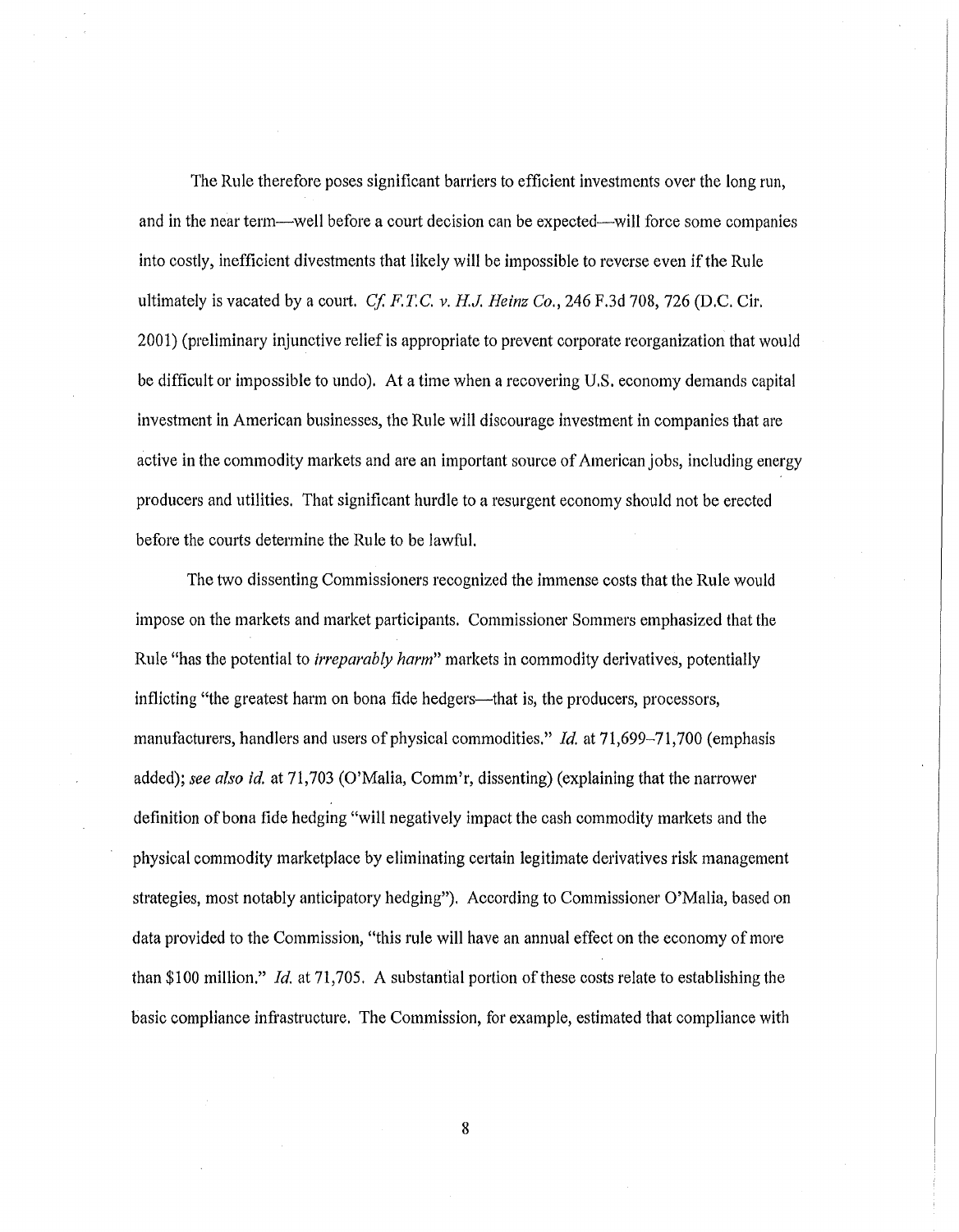The Rule therefore poses significant barriers to efficient investments over the long run, and in the near term—well before a court decision can be expected—will force some companies into costly, inefficient divestments that likely will be impossible to reverse even if the Rule ultimately is vacated by a court. *Cf. F.T.C. v. H.J. Heinz Co.*, 246 F.3d 708, 726 (D.C. Cir. 2001) (preliminary injunctive relief is appropriate to prevent corporate reorganization that would be difficult or impossible to undo). At a time when a recovering U.S. economy demands capital investment in American businesses, the Rule will discourage investment in companies that are active in the commodity markets and are an important source of American jobs, including energy producers and utilities. That significant hurdle to a resurgent economy should not be erected before the courts determine the Rule to be lawful.

The two dissenting Commissioners recognized the immense costs that the Rule would impose on the markets and market participants. Commissioner Sommers emphasized that the Rule "has the potential to *irreparably harm*" markets in commodity derivatives, potentially inflicting "the greatest harm on bona fide hedgers—that is, the producers, processors, manufacturers, handlers and users of physical commodities." *Id.* at 71,699–71,700 (emphasis added); *see also id.* at 71,703 (O'Malia, Comm'r, dissenting) (explaining that the narrower definition of bona fide hedging "will negatively impact the cash commodity markets and the physical commodity marketplace by eliminating certain legitimate derivatives risk management strategies, most notably anticipatory hedging"). According to Commissioner O'Malia, based on data provided to the Commission, "this rule will have an annual effect on the economy of more than $100 million." *Id.* at 71,705. A substantial portion of these costs relate to establishing the basic compliance infrastructure. The Commission, for example, estimated that compliance with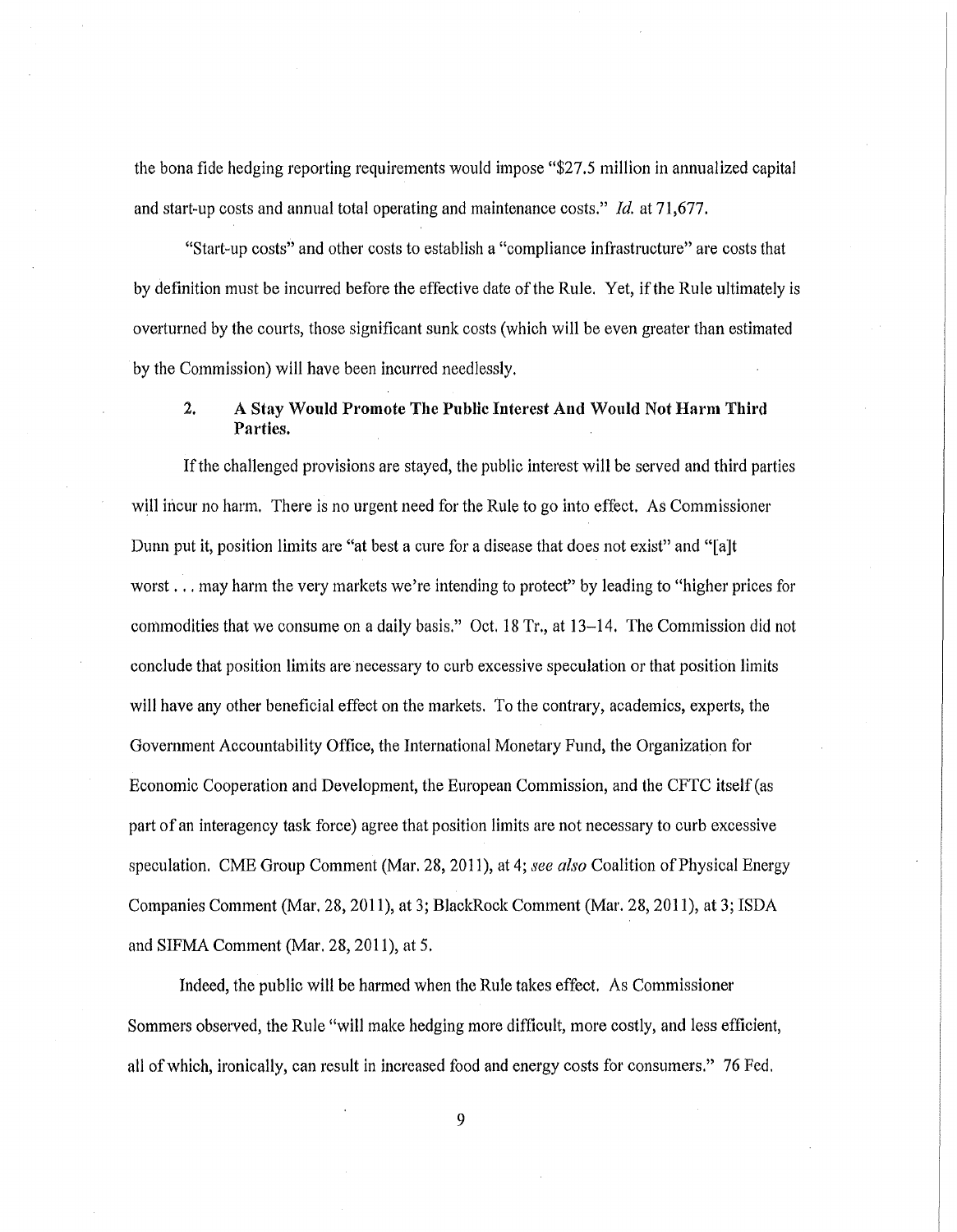the bona fide hedging reporting requirements would impose "$27.5 million in annualized capital and start-up costs and annual total operating and maintenance costs." *Id.* at 71,677.

"Start-up costs" and other costs to establish a "compliance infrastructure" are costs that by definition must be incurred before the effective date of the Rule. Yet, if the Rule ultimately is overturned by the courts, those significant sunk costs (which will be even greater than estimated by the Commission) will have been incurred needlessly.

### 2. A Stay Would Promote The Public Interest And Would Not Harm Third Parties.

If the challenged provisions are stayed, the public interest will be served and third parties will incur no harm. There is no urgent need for the Rule to go into effect. As Commissioner Dunn put it, position limits are "at best a cure for a disease that does not exist" and "[a]t worst . . . may harm the very markets we're intending to protect" by leading to "higher prices for commodities that we consume on a daily basis." Oct. 18 Tr., at 13–14. The Commission did not conclude that position limits are necessary to curb excessive speculation or that position limits will have any other beneficial effect on the markets. To the contrary, academics, experts, the Government Accountability Office, the International Monetary Fund, the Organization for Economic Cooperation and Development, the European Commission, and the CFTC itself (as part of an interagency task force) agree that position limits are not necessary to curb excessive speculation. CME Group Comment (Mar. 28, 2011), at 4; *see also* Coalition of Physical Energy Companies Comment (Mar. 28, 2011), at 3; BlackRock Comment (Mar. 28, 2011), at 3; ISDA and SIFMA Comment (Mar. 28, 2011), at 5.

Indeed, the public will be harmed when the Rule takes effect. As Commissioner Sommers observed, the Rule "will make hedging more difficult, more costly, and less efficient, all of which, ironically, can result in increased food and energy costs for consumers." 76 Fed.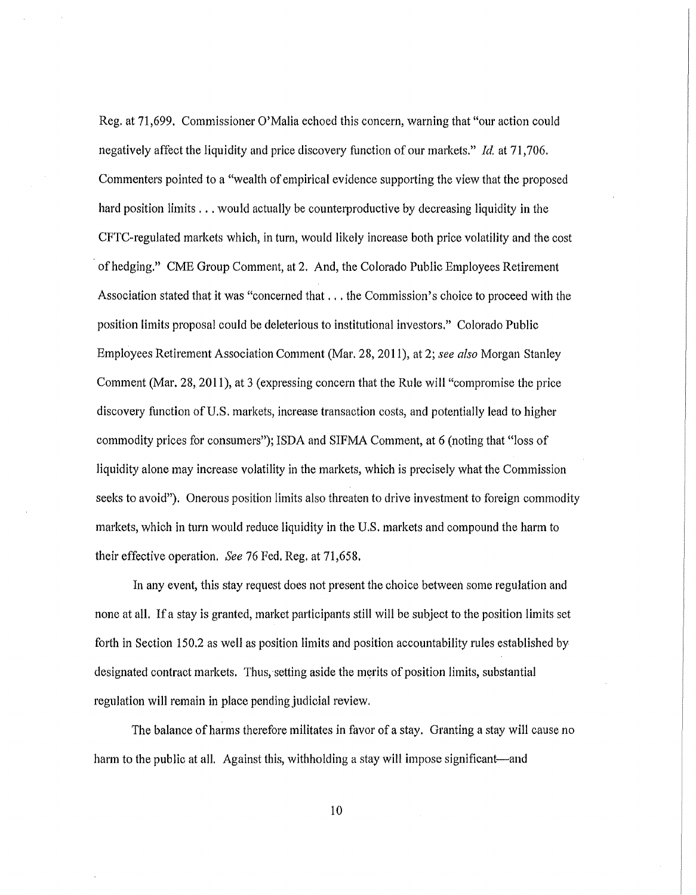Reg. at 71,699. Commissioner O'Malia echoed this concern, warning that "our action could negatively affect the liquidity and price discovery function of our markets." *Id.* at 71,706. Commenters pointed to a "wealth of empirical evidence supporting the view that the proposed hard position limits . . . would actually be counterproductive by decreasing liquidity in the CFTC-regulated markets which, in turn, would likely increase both price volatility and the cost of hedging." CME Group Comment, at 2. And, the Colorado Public Employees Retirement Association stated that it was "concerned that . . . the Commission's choice to proceed with the position limits proposal could be deleterious to institutional investors." Colorado Public Employees Retirement Association Comment (Mar. 28, 2011), at 2; *see also* Morgan Stanley Comment (Mar. 28, 2011), at 3 (expressing concern that the Rule will "compromise the price discovery function of U.S. markets, increase transaction costs, and potentially lead to higher commodity prices for consumers"); ISDA and SIFMA Comment, at 6 (noting that "loss of liquidity alone may increase volatility in the markets, which is precisely what the Commission seeks to avoid"). Onerous position limits also threaten to drive investment to foreign commodity markets, which in turn would reduce liquidity in the U.S. markets and compound the harm to their effective operation. *See* 76 Fed. Reg. at 71,658.

In any event, this stay request does not present the choice between some regulation and none at all. If a stay is granted, market participants still will be subject to the position limits set forth in Section 150.2 as well as position limits and position accountability rules established by designated contract markets. Thus, setting aside the merits of position limits, substantial regulation will remain in place pending judicial review.

The balance of harms therefore militates in favor of a stay. Granting a stay will cause no harm to the public at all. Against this, withholding a stay will impose significant—and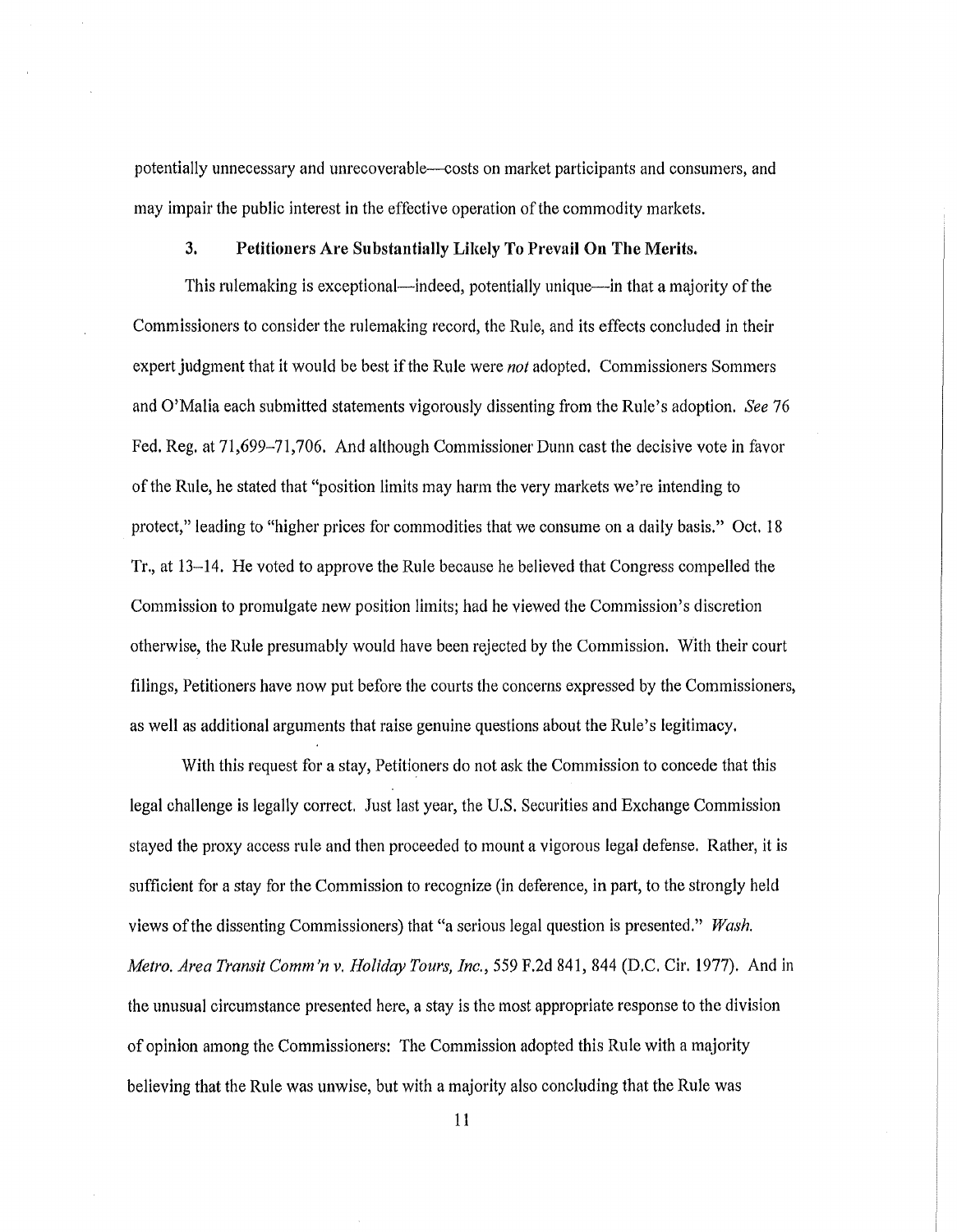potentially unnecessary and unrecoverable—costs on market participants and consumers, and may impair the public interest in the effective operation of the commodity markets.

### 3. Petitioners Are Substantially Likely To Prevail On The Merits.

This rulemaking is exceptional—indeed, potentially unique—in that a majority of the Commissioners to consider the rulemaking record, the Rule, and its effects concluded in their expert judgment that it would be best if the Rule were *not* adopted. Commissioners Sommers and O'Malia each submitted statements vigorously dissenting from the Rule's adoption. *See* 76 Fed. Reg. at 71,699–71,706. And although Commissioner Dunn cast the decisive vote in favor of the Rule, he stated that "position limits may harm the very markets we're intending to protect," leading to "higher prices for commodities that we consume on a daily basis." Oct. 18 Tr., at 13–14. He voted to approve the Rule because he believed that Congress compelled the Commission to promulgate new position limits; had he viewed the Commission's discretion otherwise, the Rule presumably would have been rejected by the Commission. With their court filings, Petitioners have now put before the courts the concerns expressed by the Commissioners, as well as additional arguments that raise genuine questions about the Rule's legitimacy.

With this request for a stay, Petitioners do not ask the Commission to concede that this legal challenge is legally correct. Just last year, the U.S. Securities and Exchange Commission stayed the proxy access rule and then proceeded to mount a vigorous legal defense. Rather, it is sufficient for a stay for the Commission to recognize (in deference, in part, to the strongly held views of the dissenting Commissioners) that "a serious legal question is presented." *Wash. Metro. Area Transit Comm'n v. Holiday Tours, Inc.*, 559 F.2d 841, 844 (D.C. Cir. 1977). And in the unusual circumstance presented here, a stay is the most appropriate response to the division of opinion among the Commissioners: The Commission adopted this Rule with a majority believing that the Rule was unwise, but with a majority also concluding that the Rule was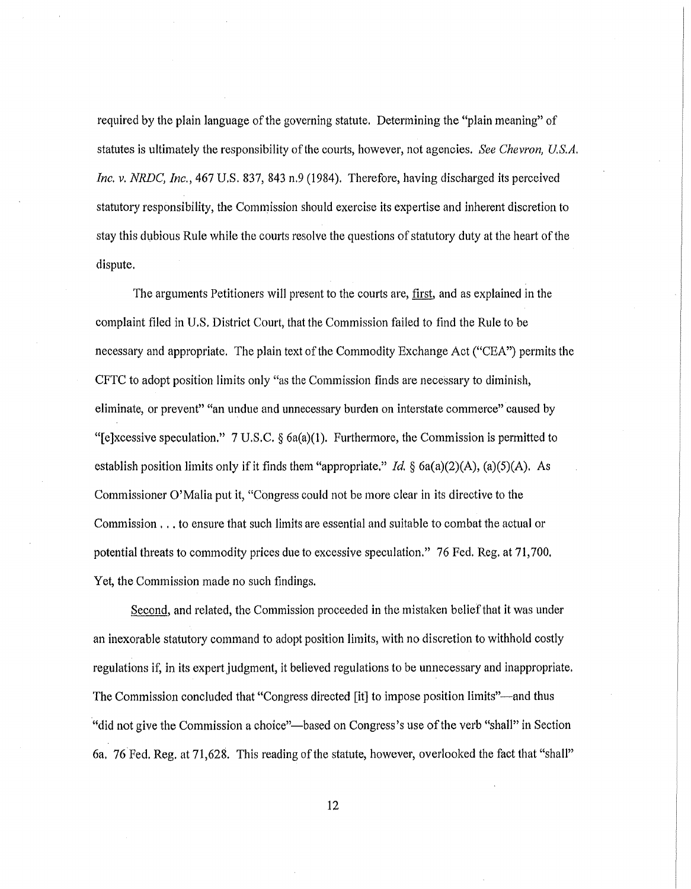required by the plain language of the governing statute. Determining the "plain meaning" of statutes is ultimately the responsibility of the courts, however, not agencies. *See Chevron, U.S.A. Inc. v. NRDC, Inc.*, 467 U.S. 837, 843 n.9 (1984). Therefore, having discharged its perceived statutory responsibility, the Commission should exercise its expertise and inherent discretion to stay this dubious Rule while the courts resolve the questions of statutory duty at the heart of the dispute.

The arguments Petitioners will present to the courts are, <u>first</u>, and as explained in the complaint filed in U.S. District Court, that the Commission failed to find the Rule to be necessary and appropriate. The plain text of the Commodity Exchange Act ("CEA") permits the CFTC to adopt position limits only "as the Commission finds are necessary to diminish, eliminate, or prevent" "an undue and unnecessary burden on interstate commerce" caused by "[e]xcessive speculation." 7 U.S.C. § 6a(a)(1). Furthermore, the Commission is permitted to establish position limits only if it finds them "appropriate." *Id.* § 6a(a)(2)(A), (a)(5)(A). As Commissioner O'Malia put it, "Congress could not be more clear in its directive to the Commission . . . to ensure that such limits are essential and suitable to combat the actual or potential threats to commodity prices due to excessive speculation." 76 Fed. Reg. at 71,700. Yet, the Commission made no such findings.

<u>Second</u>, and related, the Commission proceeded in the mistaken belief that it was under an inexorable statutory command to adopt position limits, with no discretion to withhold costly regulations if, in its expert judgment, it believed regulations to be unnecessary and inappropriate. The Commission concluded that "Congress directed [it] to impose position limits"—and thus "did not give the Commission a choice"—based on Congress's use of the verb "shall" in Section 6a. 76 Fed. Reg. at 71,628. This reading of the statute, however, overlooked the fact that "shall"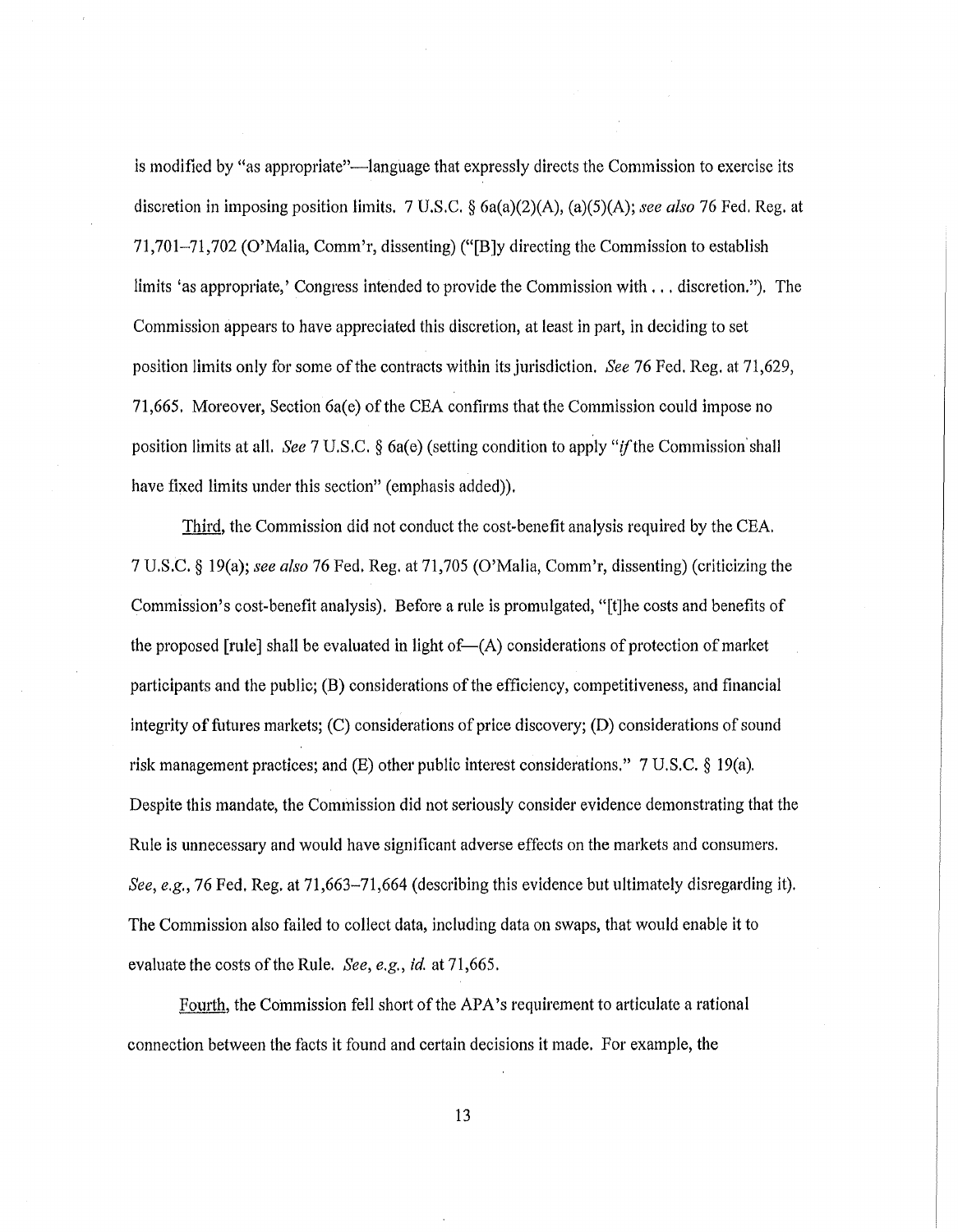is modified by "as appropriate"—language that expressly directs the Commission to exercise its discretion in imposing position limits. 7 U.S.C. § 6a(a)(2)(A), (a)(5)(A); *see also* 76 Fed. Reg. at 71,701–71,702 (O'Malia, Comm'r, dissenting) ("[B]y directing the Commission to establish limits 'as appropriate,' Congress intended to provide the Commission with . . . discretion."). The Commission appears to have appreciated this discretion, at least in part, in deciding to set position limits only for some of the contracts within its jurisdiction. *See* 76 Fed. Reg. at 71,629, 71,665. Moreover, Section 6a(e) of the CEA confirms that the Commission could impose no position limits at all. *See* 7 U.S.C. § 6a(e) (setting condition to apply "*if* the Commission shall have fixed limits under this section" (emphasis added)).

Third, the Commission did not conduct the cost-benefit analysis required by the CEA. 7 U.S.C. § 19(a); *see also* 76 Fed. Reg. at 71,705 (O'Malia, Comm'r, dissenting) (criticizing the Commission's cost-benefit analysis). Before a rule is promulgated, "[t]he costs and benefits of the proposed [rule] shall be evaluated in light of—(A) considerations of protection of market participants and the public; (B) considerations of the efficiency, competitiveness, and financial integrity of futures markets; (C) considerations of price discovery; (D) considerations of sound risk management practices; and (E) other public interest considerations." 7 U.S.C. § 19(a). Despite this mandate, the Commission did not seriously consider evidence demonstrating that the Rule is unnecessary and would have significant adverse effects on the markets and consumers. *See, e.g.*, 76 Fed. Reg. at 71,663–71,664 (describing this evidence but ultimately disregarding it). The Commission also failed to collect data, including data on swaps, that would enable it to evaluate the costs of the Rule. *See, e.g.*, *id.* at 71,665.

Fourth, the Commission fell short of the APA's requirement to articulate a rational connection between the facts it found and certain decisions it made. For example, the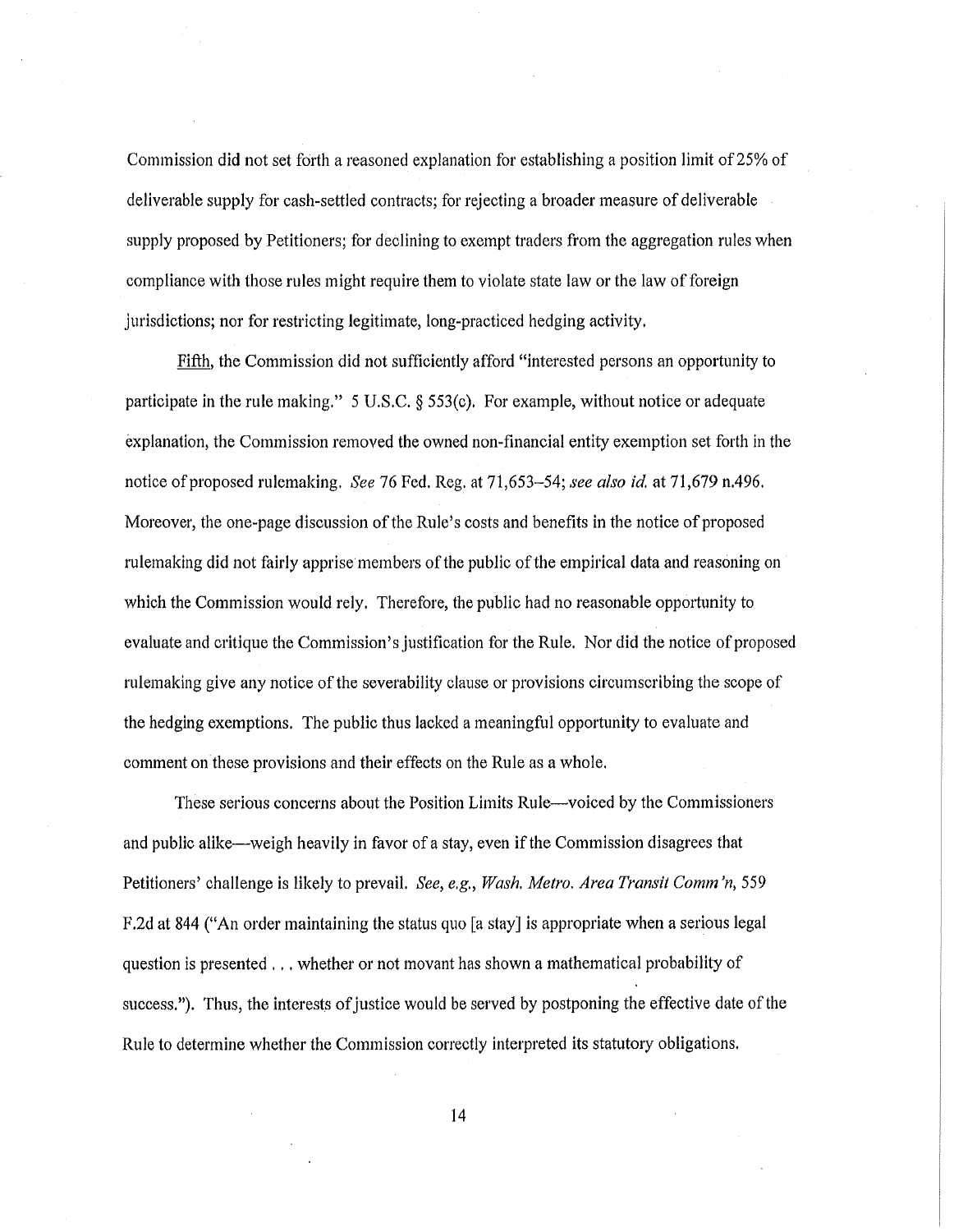Commission did not set forth a reasoned explanation for establishing a position limit of 25% of deliverable supply for cash-settled contracts; for rejecting a broader measure of deliverable supply proposed by Petitioners; for declining to exempt traders from the aggregation rules when compliance with those rules might require them to violate state law or the law of foreign jurisdictions; nor for restricting legitimate, long-practiced hedging activity.

Fifth, the Commission did not sufficiently afford "interested persons an opportunity to participate in the rule making." 5 U.S.C. § 553(c). For example, without notice or adequate explanation, the Commission removed the owned non-financial entity exemption set forth in the notice of proposed rulemaking. *See* 76 Fed. Reg. at 71,653–54; *see also id.* at 71,679 n.496. Moreover, the one-page discussion of the Rule's costs and benefits in the notice of proposed rulemaking did not fairly apprise members of the public of the empirical data and reasoning on which the Commission would rely. Therefore, the public had no reasonable opportunity to evaluate and critique the Commission's justification for the Rule. Nor did the notice of proposed rulemaking give any notice of the severability clause or provisions circumscribing the scope of the hedging exemptions. The public thus lacked a meaningful opportunity to evaluate and comment on these provisions and their effects on the Rule as a whole.

These serious concerns about the Position Limits Rule—voiced by the Commissioners and public alike—weigh heavily in favor of a stay, even if the Commission disagrees that Petitioners' challenge is likely to prevail. *See, e.g., Wash. Metro. Area Transit Comm'n*, 559 F.2d at 844 ("An order maintaining the status quo [a stay] is appropriate when a serious legal question is presented . . . whether or not movant has shown a mathematical probability of success."). Thus, the interests of justice would be served by postponing the effective date of the Rule to determine whether the Commission correctly interpreted its statutory obligations.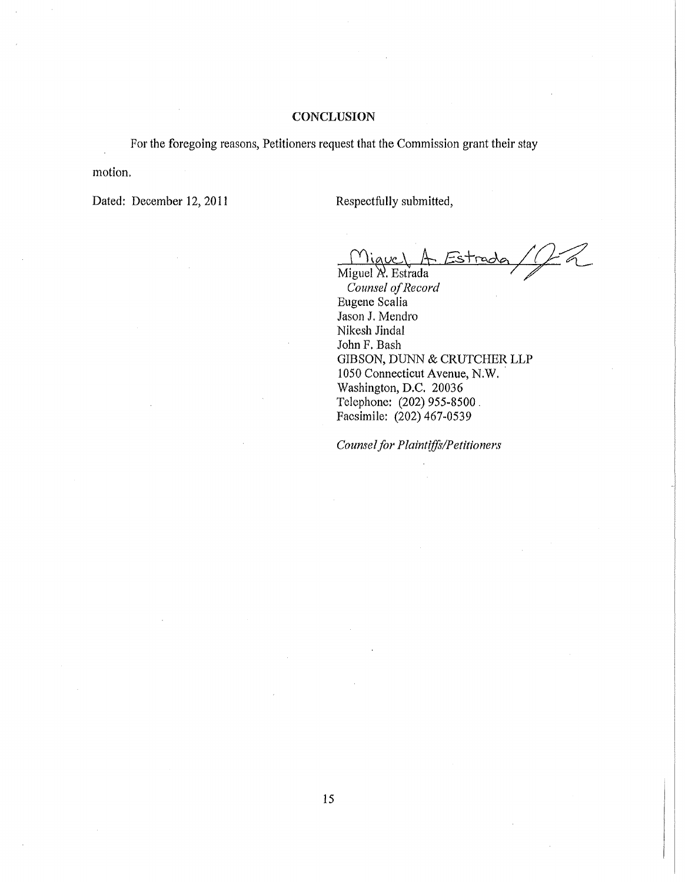## CONCLUSION

For the foregoing reasons, Petitioners request that the Commission grant their stay motion.

Dated: December 12, 2011

Respectfully submitted,

Miguel A. Estrada
*Counsel of Record*
Eugene Scalia
Jason J. Mendro
Nikesh Jindal
John F. Bash
GIBSON, DUNN & CRUTCHER LLP
1050 Connecticut Avenue, N.W.
Washington, D.C. 20036
Telephone: (202) 955-8500
Facsimile: (202) 467-0539

*Counsel for Plaintiffs/Petitioners*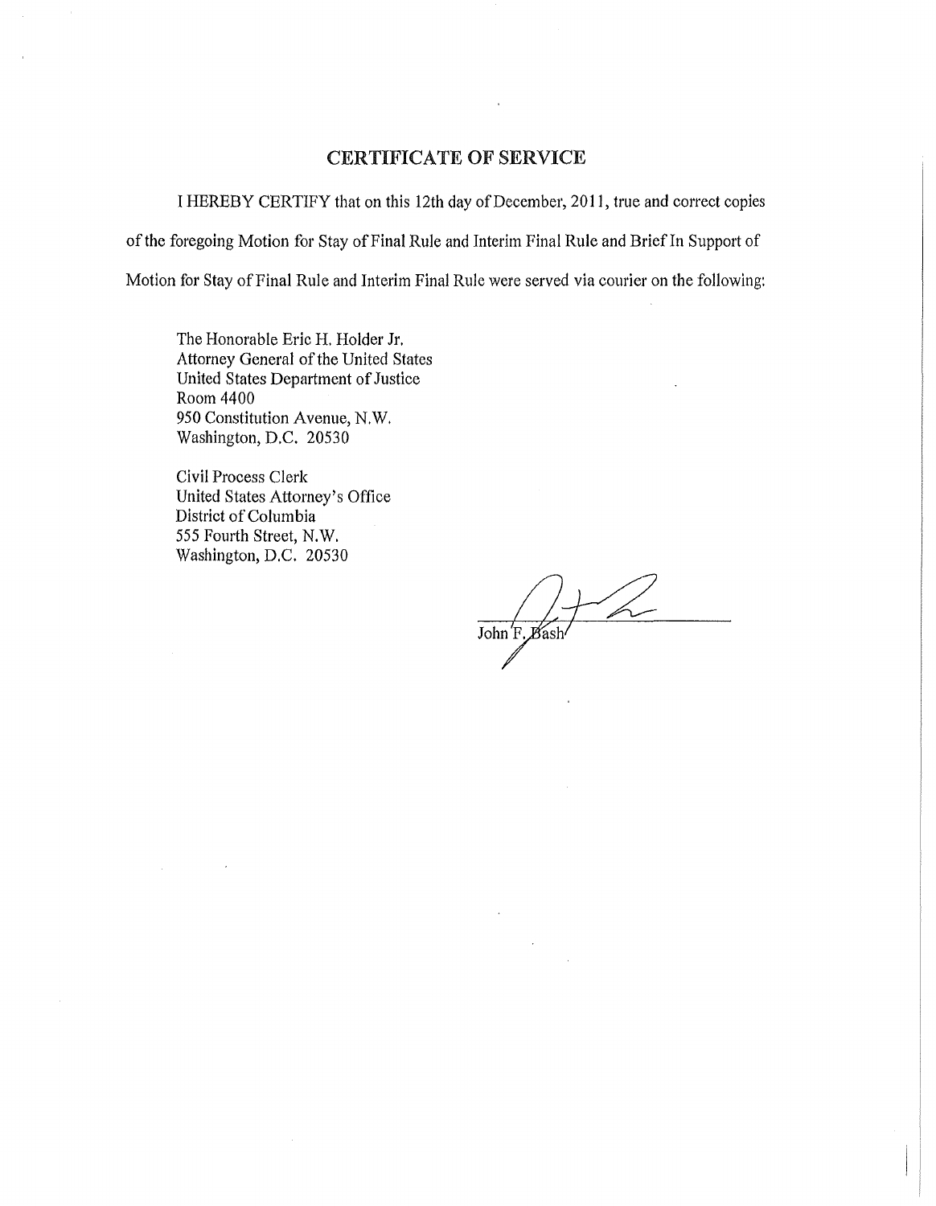## CERTIFICATE OF SERVICE

I HEREBY CERTIFY that on this 12th day of December, 2011, true and correct copies of the foregoing Motion for Stay of Final Rule and Interim Final Rule and Brief In Support of Motion for Stay of Final Rule and Interim Final Rule were served via courier on the following:

The Honorable Eric H. Holder Jr.
Attorney General of the United States
United States Department of Justice
Room 4400
950 Constitution Avenue, N.W.
Washington, D.C. 20530

Civil Process Clerk
United States Attorney's Office
District of Columbia
555 Fourth Street, N.W.
Washington, D.C. 20530

John F. Bash